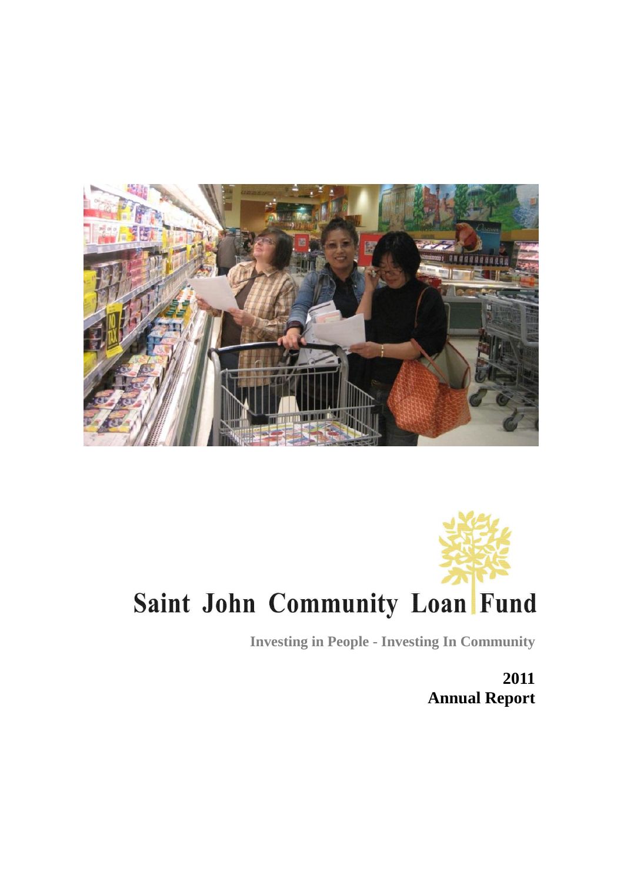# Saint John Community Loan Fund

**Investing in People - Investing In Community**

**2011**
**Annual Report**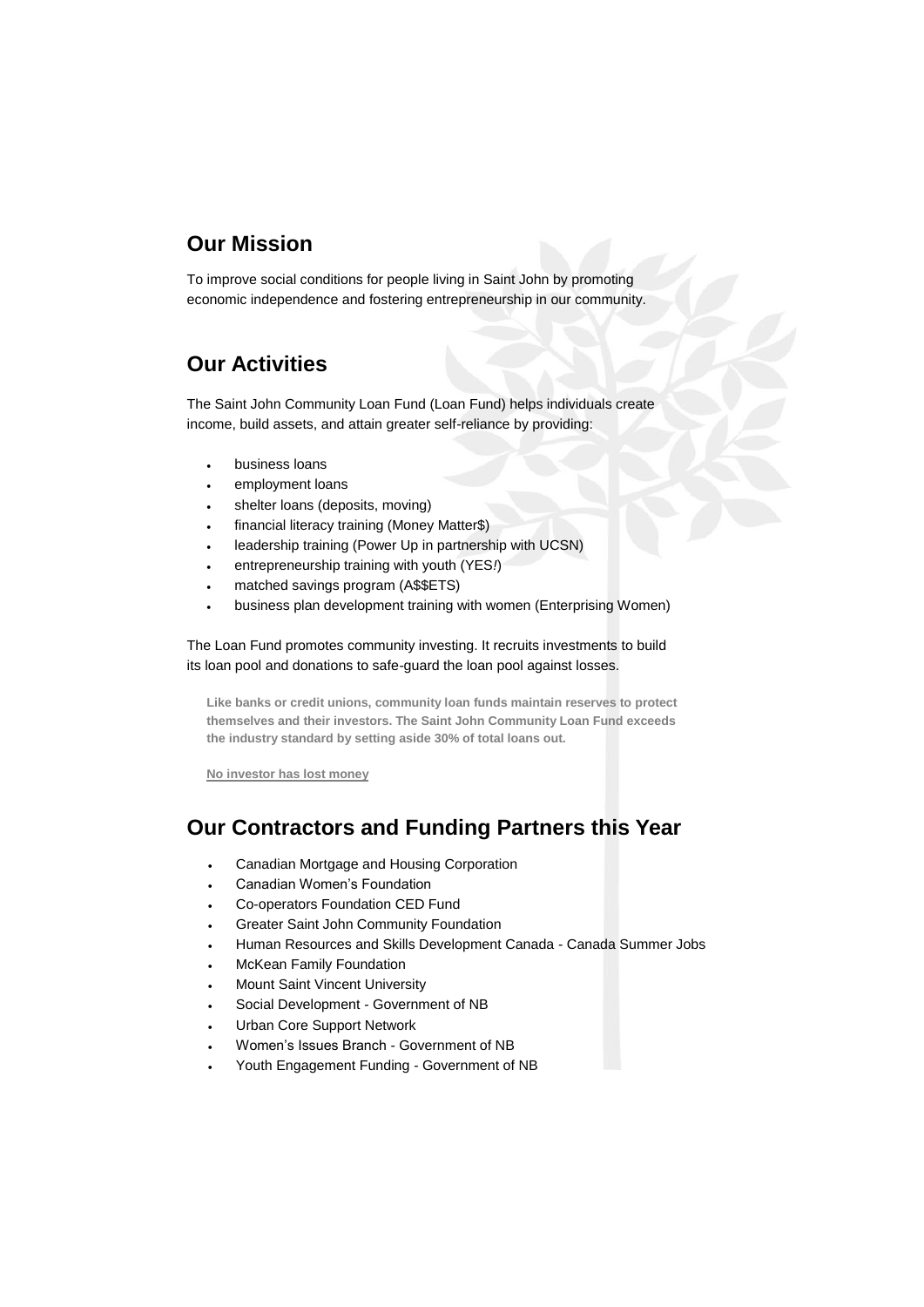## Our Mission

To improve social conditions for people living in Saint John by promoting economic independence and fostering entrepreneurship in our community.

## Our Activities

The Saint John Community Loan Fund (Loan Fund) helps individuals create income, build assets, and attain greater self-reliance by providing:

- business loans
- employment loans
- shelter loans (deposits, moving)
- financial literacy training (Money Matter$)
- leadership training (Power Up in partnership with UCSN)
- entrepreneurship training with youth (YES*!*)
- matched savings program (A$$ETS)
- business plan development training with women (Enterprising Women)

The Loan Fund promotes community investing. It recruits investments to build its loan pool and donations to safe-guard the loan pool against losses.

**Like banks or credit unions, community loan funds maintain reserves to protect themselves and their investors. The Saint John Community Loan Fund exceeds the industry standard by setting aside 30% of total loans out.**

**No investor has lost money**

## Our Contractors and Funding Partners this Year

- Canadian Mortgage and Housing Corporation
- Canadian Women's Foundation
- Co-operators Foundation CED Fund
- Greater Saint John Community Foundation
- Human Resources and Skills Development Canada - Canada Summer Jobs
- McKean Family Foundation
- Mount Saint Vincent University
- Social Development - Government of NB
- Urban Core Support Network
- Women's Issues Branch - Government of NB
- Youth Engagement Funding - Government of NB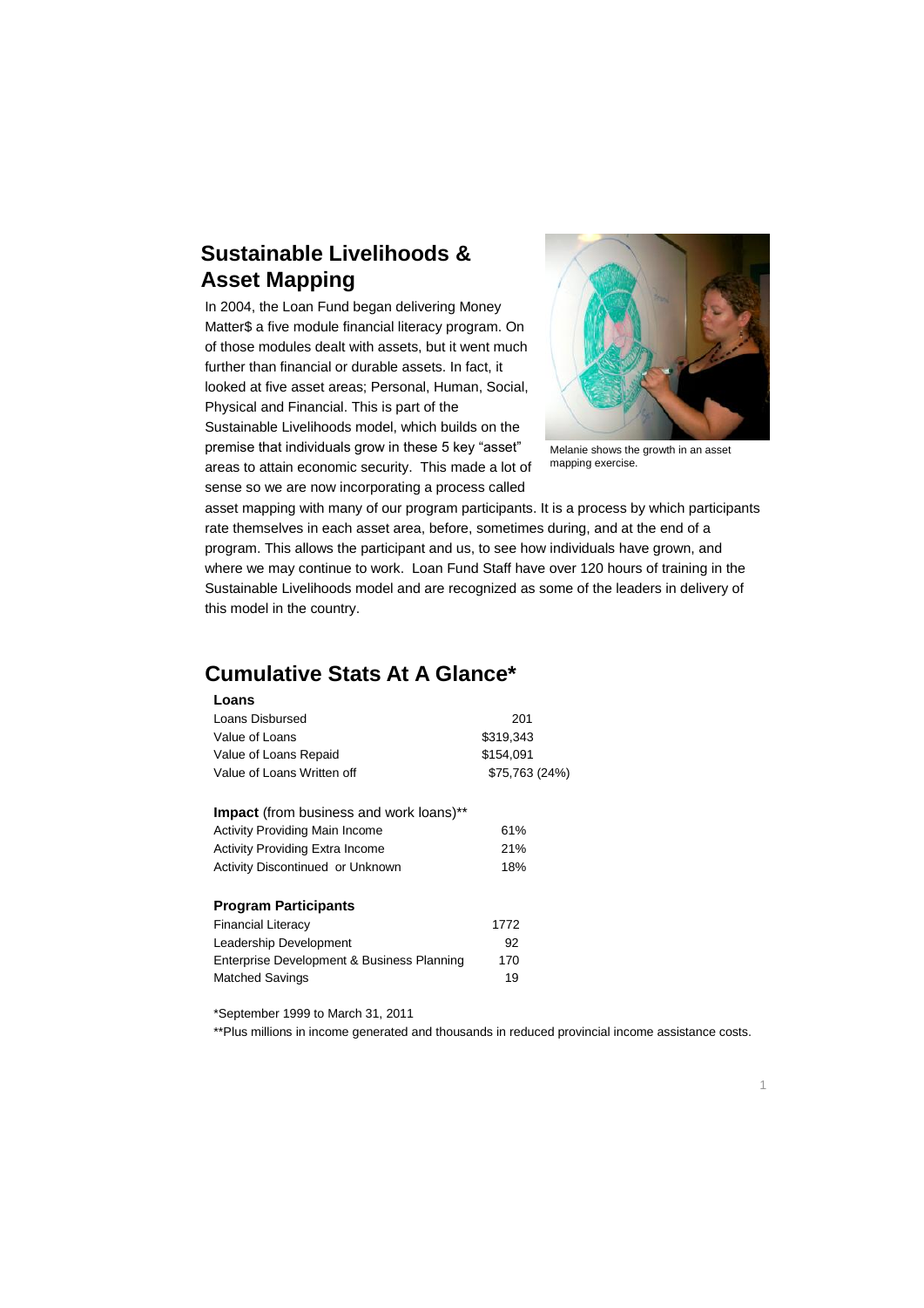## Sustainable Livelihoods & Asset Mapping

In 2004, the Loan Fund began delivering Money Matter$ a five module financial literacy program. On of those modules dealt with assets, but it went much further than financial or durable assets. In fact, it looked at five asset areas; Personal, Human, Social, Physical and Financial. This is part of the Sustainable Livelihoods model, which builds on the premise that individuals grow in these 5 key "asset" areas to attain economic security. This made a lot of sense so we are now incorporating a process called asset mapping with many of our program participants. It is a process by which participants rate themselves in each asset area, before, sometimes during, and at the end of a program. This allows the participant and us, to see how individuals have grown, and where we may continue to work. Loan Fund Staff have over 120 hours of training in the Sustainable Livelihoods model and are recognized as some of the leaders in delivery of this model in the country.

Melanie shows the growth in an asset mapping exercise.

## Cumulative Stats At A Glance*

| **Loans** | |
|---|---|
| Loans Disbursed | 201 |
| Value of Loans | $319,343 |
| Value of Loans Repaid | $154,091 |
| Value of Loans Written off | $75,763 (24%) |

| **Impact** (from business and work loans)** | |
|---|---|
| Activity Providing Main Income | 61% |
| Activity Providing Extra Income | 21% |
| Activity Discontinued or Unknown | 18% |

| **Program Participants** | |
|---|---|
| Financial Literacy | 1772 |
| Leadership Development | 92 |
| Enterprise Development & Business Planning | 170 |
| Matched Savings | 19 |

*September 1999 to March 31, 2011

**Plus millions in income generated and thousands in reduced provincial income assistance costs.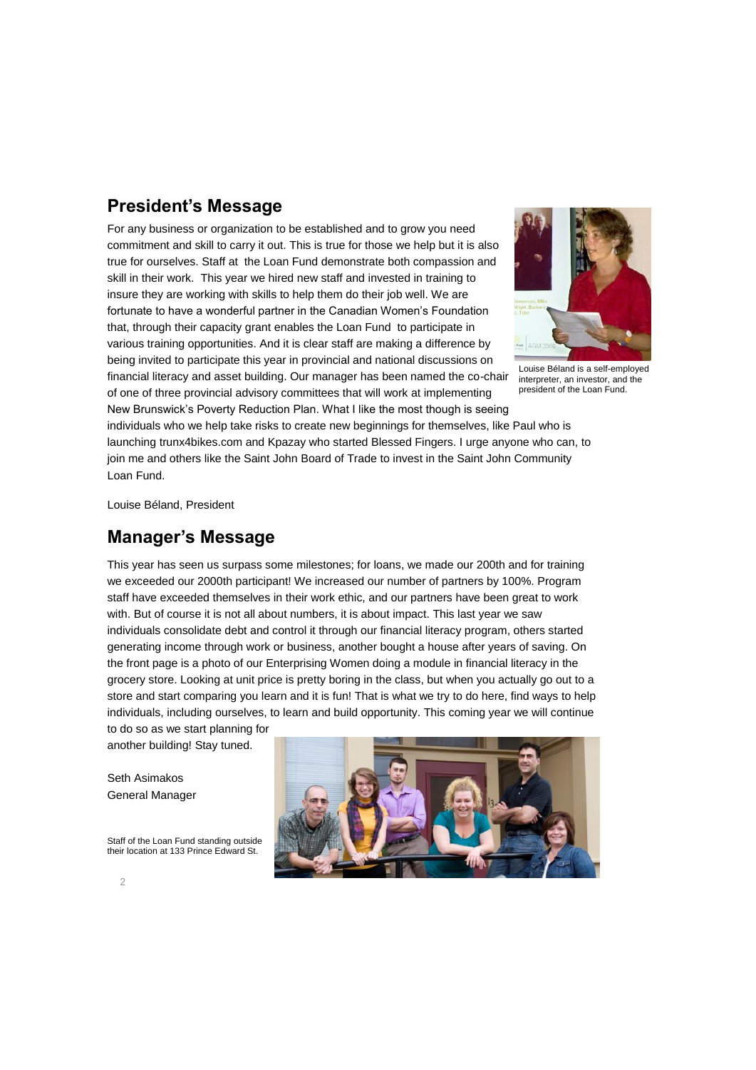## President's Message

For any business or organization to be established and to grow you need commitment and skill to carry it out. This is true for those we help but it is also true for ourselves. Staff at the Loan Fund demonstrate both compassion and skill in their work. This year we hired new staff and invested in training to insure they are working with skills to help them do their job well. We are fortunate to have a wonderful partner in the Canadian Women's Foundation that, through their capacity grant enables the Loan Fund to participate in various training opportunities. And it is clear staff are making a difference by being invited to participate this year in provincial and national discussions on financial literacy and asset building. Our manager has been named the co-chair of one of three provincial advisory committees that will work at implementing New Brunswick's Poverty Reduction Plan. What I like the most though is seeing individuals who we help take risks to create new beginnings for themselves, like Paul who is launching trunx4bikes.com and Kpazay who started Blessed Fingers. I urge anyone who can, to join me and others like the Saint John Board of Trade to invest in the Saint John Community Loan Fund.

Louise Béland is a self-employed interpreter, an investor, and the president of the Loan Fund.

Louise Béland, President

## Manager's Message

This year has seen us surpass some milestones; for loans, we made our 200th and for training we exceeded our 2000th participant! We increased our number of partners by 100%. Program staff have exceeded themselves in their work ethic, and our partners have been great to work with. But of course it is not all about numbers, it is about impact. This last year we saw individuals consolidate debt and control it through our financial literacy program, others started generating income through work or business, another bought a house after years of saving. On the front page is a photo of our Enterprising Women doing a module in financial literacy in the grocery store. Looking at unit price is pretty boring in the class, but when you actually go out to a store and start comparing you learn and it is fun! That is what we try to do here, find ways to help individuals, including ourselves, to learn and build opportunity. This coming year we will continue to do so as we start planning for another building! Stay tuned.

Seth Asimakos
General Manager

Staff of the Loan Fund standing outside their location at 133 Prince Edward St.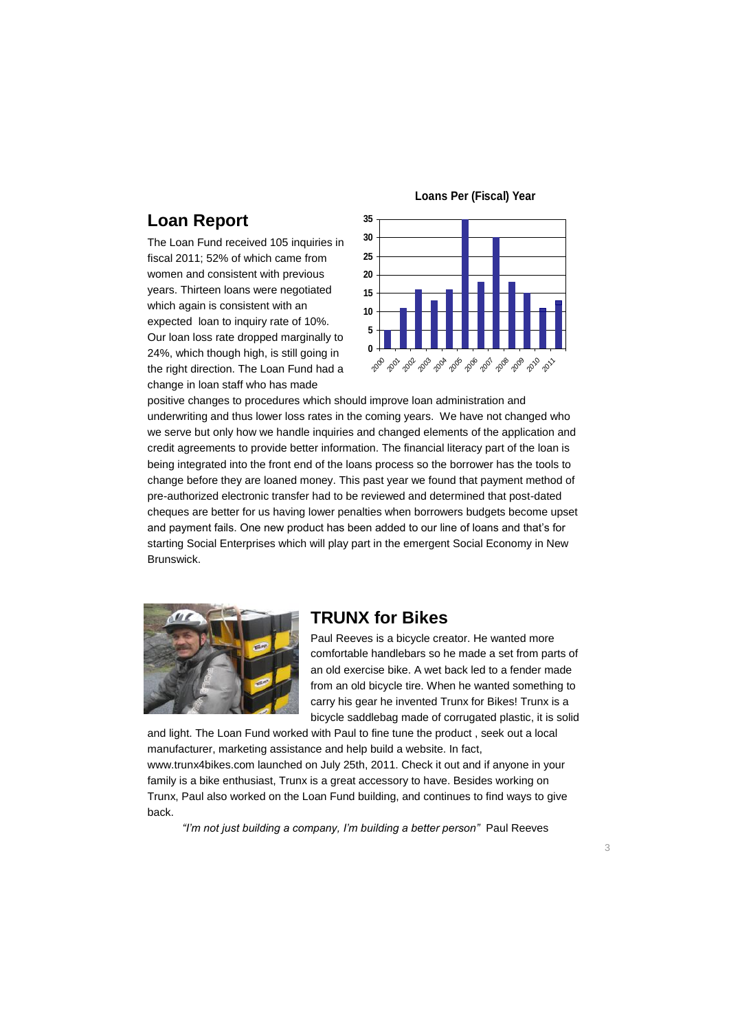## Loan Report

The Loan Fund received 105 inquiries in fiscal 2011; 52% of which came from women and consistent with previous years. Thirteen loans were negotiated which again is consistent with an expected loan to inquiry rate of 10%. Our loan loss rate dropped marginally to 24%, which though high, is still going in the right direction. The Loan Fund had a change in loan staff who has made positive changes to procedures which should improve loan administration and underwriting and thus lower loss rates in the coming years. We have not changed who we serve but only how we handle inquiries and changed elements of the application and credit agreements to provide better information. The financial literacy part of the loan is being integrated into the front end of the loans process so the borrower has the tools to change before they are loaned money. This past year we found that payment method of pre-authorized electronic transfer had to be reviewed and determined that post-dated cheques are better for us having lower penalties when borrowers budgets become upset and payment fails. One new product has been added to our line of loans and that's for starting Social Enterprises which will play part in the emergent Social Economy in New Brunswick.

**Loans Per (Fiscal) Year**

| Year | Loans |
|---|---|
| 2000 | 5 |
| 2001 | 11 |
| 2002 | 16 |
| 2003 | 13 |
| 2004 | 16 |
| 2005 | 35 |
| 2006 | 18 |
| 2007 | 30 |
| 2008 | 18 |
| 2009 | 15 |
| 2010 | 11 |
| 2011 | 13 |

## TRUNX for Bikes

Paul Reeves is a bicycle creator. He wanted more comfortable handlebars so he made a set from parts of an old exercise bike. A wet back led to a fender made from an old bicycle tire. When he wanted something to carry his gear he invented Trunx for Bikes! Trunx is a bicycle saddlebag made of corrugated plastic, it is solid and light. The Loan Fund worked with Paul to fine tune the product , seek out a local manufacturer, marketing assistance and help build a website. In fact, www.trunx4bikes.com launched on July 25th, 2011. Check it out and if anyone in your family is a bike enthusiast, Trunx is a great accessory to have. Besides working on Trunx, Paul also worked on the Loan Fund building, and continues to find ways to give back.

*"I'm not just building a company, I'm building a better person"* Paul Reeves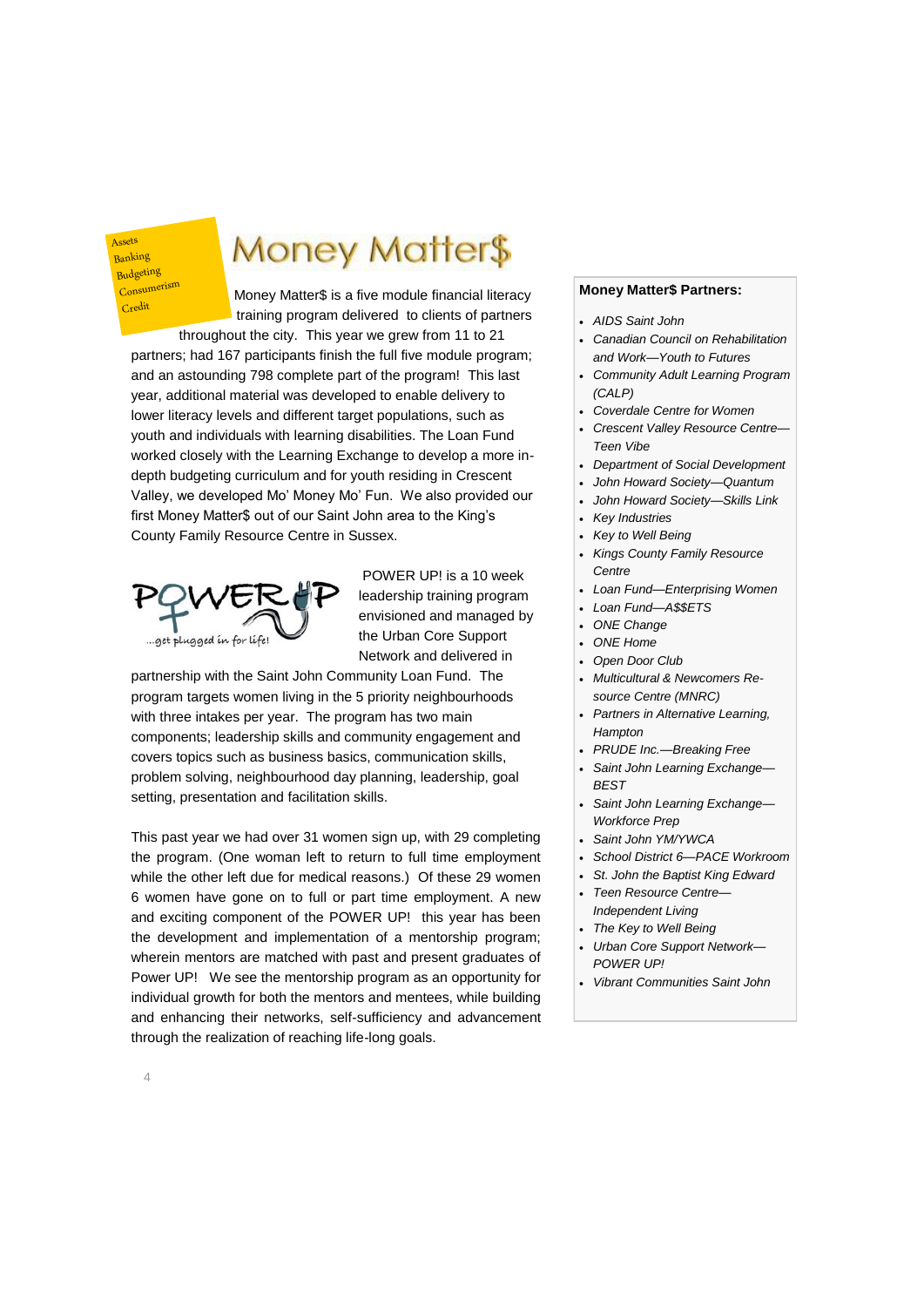Assets
Banking
Budgeting
Consumerism
Credit

# Money Matter$

Money Matter$ is a five module financial literacy training program delivered to clients of partners throughout the city. This year we grew from 11 to 21 partners; had 167 participants finish the full five module program; and an astounding 798 complete part of the program! This last year, additional material was developed to enable delivery to lower literacy levels and different target populations, such as youth and individuals with learning disabilities. The Loan Fund worked closely with the Learning Exchange to develop a more in-depth budgeting curriculum and for youth residing in Crescent Valley, we developed Mo' Money Mo' Fun. We also provided our first Money Matter$ out of our Saint John area to the King's County Family Resource Centre in Sussex.

POWER UP
...get plugged in for life!

POWER UP! is a 10 week leadership training program envisioned and managed by the Urban Core Support Network and delivered in partnership with the Saint John Community Loan Fund. The program targets women living in the 5 priority neighbourhoods with three intakes per year. The program has two main components; leadership skills and community engagement and covers topics such as business basics, communication skills, problem solving, neighbourhood day planning, leadership, goal setting, presentation and facilitation skills.

This past year we had over 31 women sign up, with 29 completing the program. (One woman left to return to full time employment while the other left due for medical reasons.) Of these 29 women 6 women have gone on to full or part time employment. A new and exciting component of the POWER UP! this year has been the development and implementation of a mentorship program; wherein mentors are matched with past and present graduates of Power UP! We see the mentorship program as an opportunity for individual growth for both the mentors and mentees, while building and enhancing their networks, self-sufficiency and advancement through the realization of reaching life-long goals.

**Money Matter$ Partners:**

- *AIDS Saint John*
- *Canadian Council on Rehabilitation and Work—Youth to Futures*
- *Community Adult Learning Program (CALP)*
- *Coverdale Centre for Women*
- *Crescent Valley Resource Centre—Teen Vibe*
- *Department of Social Development*
- *John Howard Society—Quantum*
- *John Howard Society—Skills Link*
- *Key Industries*
- *Key to Well Being*
- *Kings County Family Resource Centre*
- *Loan Fund—Enterprising Women*
- *Loan Fund—A$$ETS*
- *ONE Change*
- *ONE Home*
- *Open Door Club*
- *Multicultural & Newcomers Resource Centre (MNRC)*
- *Partners in Alternative Learning, Hampton*
- *PRUDE Inc.—Breaking Free*
- *Saint John Learning Exchange—BEST*
- *Saint John Learning Exchange—Workforce Prep*
- *Saint John YM/YWCA*
- *School District 6—PACE Workroom*
- *St. John the Baptist King Edward*
- *Teen Resource Centre—Independent Living*
- *The Key to Well Being*
- *Urban Core Support Network—POWER UP!*
- *Vibrant Communities Saint John*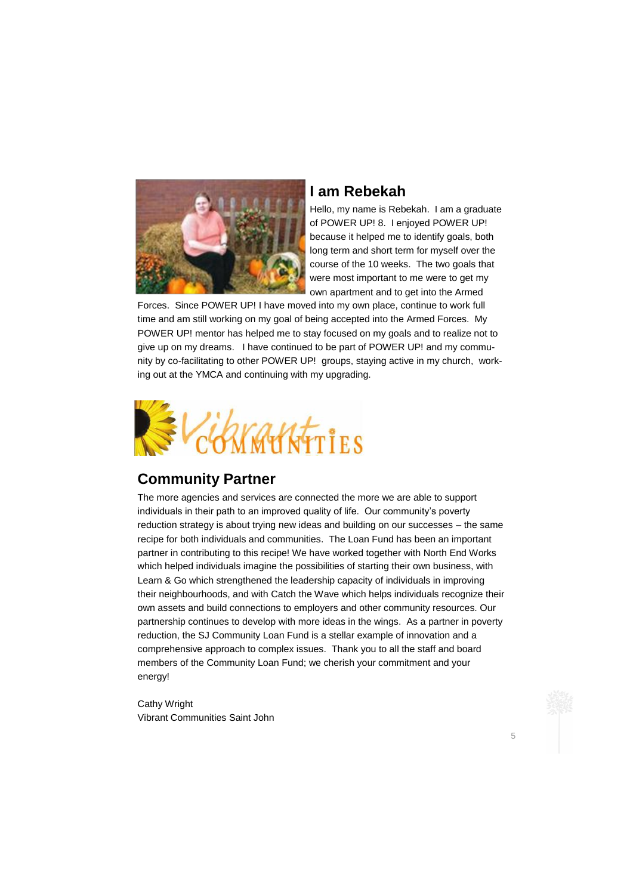## I am Rebekah

Hello, my name is Rebekah. I am a graduate of POWER UP! 8. I enjoyed POWER UP! because it helped me to identify goals, both long term and short term for myself over the course of the 10 weeks. The two goals that were most important to me were to get my own apartment and to get into the Armed Forces. Since POWER UP! I have moved into my own place, continue to work full time and am still working on my goal of being accepted into the Armed Forces. My POWER UP! mentor has helped me to stay focused on my goals and to realize not to give up on my dreams. I have continued to be part of POWER UP! and my community by co-facilitating to other POWER UP! groups, staying active in my church, working out at the YMCA and continuing with my upgrading.

Vibrant COMMUNITIES

## Community Partner

The more agencies and services are connected the more we are able to support individuals in their path to an improved quality of life. Our community's poverty reduction strategy is about trying new ideas and building on our successes – the same recipe for both individuals and communities. The Loan Fund has been an important partner in contributing to this recipe! We have worked together with North End Works which helped individuals imagine the possibilities of starting their own business, with Learn & Go which strengthened the leadership capacity of individuals in improving their neighbourhoods, and with Catch the Wave which helps individuals recognize their own assets and build connections to employers and other community resources. Our partnership continues to develop with more ideas in the wings. As a partner in poverty reduction, the SJ Community Loan Fund is a stellar example of innovation and a comprehensive approach to complex issues. Thank you to all the staff and board members of the Community Loan Fund; we cherish your commitment and your energy!

Cathy Wright
Vibrant Communities Saint John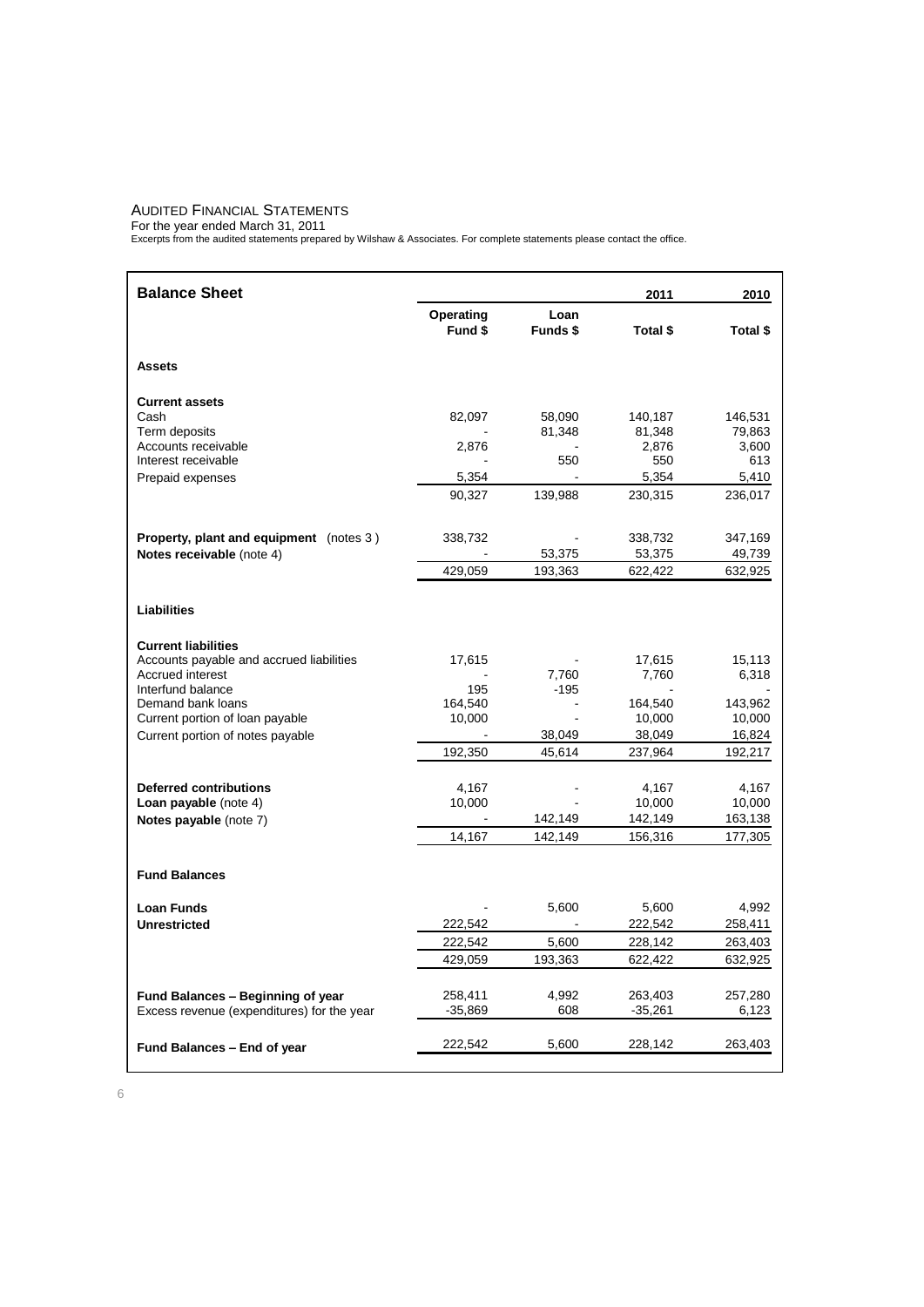# Audited Financial Statements

For the year ended March 31, 2011

Excerpts from the audited statements prepared by Wilshaw & Associates. For complete statements please contact the office.

| **Balance Sheet** | | | **2011** | **2010** |
|---|---|---|---|---|
| | **Operating Fund $** | **Loan Funds $** | **Total $** | **Total $** |
| **Assets** | | | | |
| **Current assets** | | | | |
| Cash | 82,097 | 58,090 | 140,187 | 146,531 |
| Term deposits | - | 81,348 | 81,348 | 79,863 |
| Accounts receivable | 2,876 | - | 2,876 | 3,600 |
| Interest receivable | - | 550 | 550 | 613 |
| Prepaid expenses | 5,354 | - | 5,354 | 5,410 |
| | 90,327 | 139,988 | 230,315 | 236,017 |
| **Property, plant and equipment** (notes 3 ) | 338,732 | - | 338,732 | 347,169 |
| **Notes receivable** (note 4) | - | 53,375 | 53,375 | 49,739 |
| | 429,059 | 193,363 | 622,422 | 632,925 |
| **Liabilities** | | | | |
| **Current liabilities** | | | | |
| Accounts payable and accrued liabilities | 17,615 | - | 17,615 | 15,113 |
| Accrued interest | - | 7,760 | 7,760 | 6,318 |
| Interfund balance | 195 | -195 | - | - |
| Demand bank loans | 164,540 | - | 164,540 | 143,962 |
| Current portion of loan payable | 10,000 | - | 10,000 | 10,000 |
| Current portion of notes payable | - | 38,049 | 38,049 | 16,824 |
| | 192,350 | 45,614 | 237,964 | 192,217 |
| **Deferred contributions** | 4,167 | - | 4,167 | 4,167 |
| **Loan payable** (note 4) | 10,000 | - | 10,000 | 10,000 |
| **Notes payable** (note 7) | - | 142,149 | 142,149 | 163,138 |
| | 14,167 | 142,149 | 156,316 | 177,305 |
| **Fund Balances** | | | | |
| **Loan Funds** | - | 5,600 | 5,600 | 4,992 |
| **Unrestricted** | 222,542 | - | 222,542 | 258,411 |
| | 222,542 | 5,600 | 228,142 | 263,403 |
| | 429,059 | 193,363 | 622,422 | 632,925 |
| **Fund Balances – Beginning of year** | 258,411 | 4,992 | 263,403 | 257,280 |
| Excess revenue (expenditures) for the year | -35,869 | 608 | -35,261 | 6,123 |
| **Fund Balances – End of year** | 222,542 | 5,600 | 228,142 | 263,403 |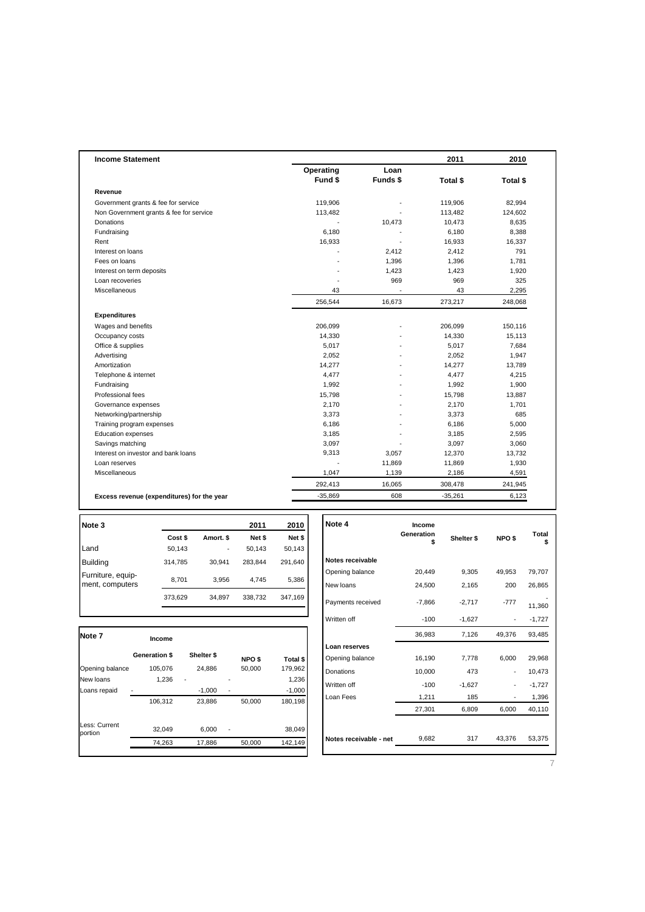## Income Statement

| | Operating Fund $ | Loan Funds $ | 2011 Total $ | 2010 Total $ |
|---|---|---|---|---|
| **Revenue** | | | | |
| Government grants & fee for service | 119,906 | - | 119,906 | 82,994 |
| Non Government grants & fee for service | 113,482 | - | 113,482 | 124,602 |
| Donations | - | 10,473 | 10,473 | 8,635 |
| Fundraising | 6,180 | - | 6,180 | 8,388 |
| Rent | 16,933 | - | 16,933 | 16,337 |
| Interest on loans | - | 2,412 | 2,412 | 791 |
| Fees on loans | - | 1,396 | 1,396 | 1,781 |
| Interest on term deposits | - | 1,423 | 1,423 | 1,920 |
| Loan recoveries | - | 969 | 969 | 325 |
| Miscellaneous | 43 | - | 43 | 2,295 |
| | 256,544 | 16,673 | 273,217 | 248,068 |
| **Expenditures** | | | | |
| Wages and benefits | 206,099 | - | 206,099 | 150,116 |
| Occupancy costs | 14,330 | - | 14,330 | 15,113 |
| Office & supplies | 5,017 | - | 5,017 | 7,684 |
| Advertising | 2,052 | - | 2,052 | 1,947 |
| Amortization | 14,277 | - | 14,277 | 13,789 |
| Telephone & internet | 4,477 | - | 4,477 | 4,215 |
| Fundraising | 1,992 | - | 1,992 | 1,900 |
| Professional fees | 15,798 | - | 15,798 | 13,887 |
| Governance expenses | 2,170 | - | 2,170 | 1,701 |
| Networking/partnership | 3,373 | - | 3,373 | 685 |
| Training program expenses | 6,186 | - | 6,186 | 5,000 |
| Education expenses | 3,185 | - | 3,185 | 2,595 |
| Savings matching | 3,097 | - | 3,097 | 3,060 |
| Interest on investor and bank loans | 9,313 | 3,057 | 12,370 | 13,732 |
| Loan reserves | - | 11,869 | 11,869 | 1,930 |
| Miscellaneous | 1,047 | 1,139 | 2,186 | 4,591 |
| | 292,413 | 16,065 | 308,478 | 241,945 |
| **Excess revenue (expenditures) for the year** | -35,869 | 608 | -35,261 | 6,123 |

### Note 3

| | Cost $ | Amort. $ | 2011 Net $ | 2010 Net $ |
|---|---|---|---|---|
| Land | 50,143 | - | 50,143 | 50,143 |
| Building | 314,785 | 30,941 | 283,844 | 291,640 |
| Furniture, equipment, computers | 8,701 | 3,956 | 4,745 | 5,386 |
| | 373,629 | 34,897 | 338,732 | 347,169 |

### Note 7

| | Income Generation $ | Shelter $ | NPO $ | Total $ |
|---|---|---|---|---|
| Opening balance | 105,076 | 24,886 | 50,000 | 179,962 |
| New loans | 1,236 | - | - | 1,236 |
| Loans repaid | - | -1,000 | - | -1,000 |
| | 106,312 | 23,886 | 50,000 | 180,198 |
| Less: Current portion | 32,049 | 6,000 | - | 38,049 |
| | 74,263 | 17,886 | 50,000 | 142,149 |

### Note 4

| | Income Generation $ | Shelter $ | NPO $ | Total $ |
|---|---|---|---|---|
| **Notes receivable** | | | | |
| Opening balance | 20,449 | 9,305 | 49,953 | 79,707 |
| New loans | 24,500 | 2,165 | 200 | 26,865 |
| Payments received | -7,866 | -2,717 | -777 | -11,360 |
| Written off | -100 | -1,627 | - | -1,727 |
| | 36,983 | 7,126 | 49,376 | 93,485 |
| **Loan reserves** | | | | |
| Opening balance | 16,190 | 7,778 | 6,000 | 29,968 |
| Donations | 10,000 | 473 | - | 10,473 |
| Written off | -100 | -1,627 | - | -1,727 |
| Loan Fees | 1,211 | 185 | - | 1,396 |
| | 27,301 | 6,809 | 6,000 | 40,110 |
| **Notes receivable - net** | 9,682 | 317 | 43,376 | 53,375 |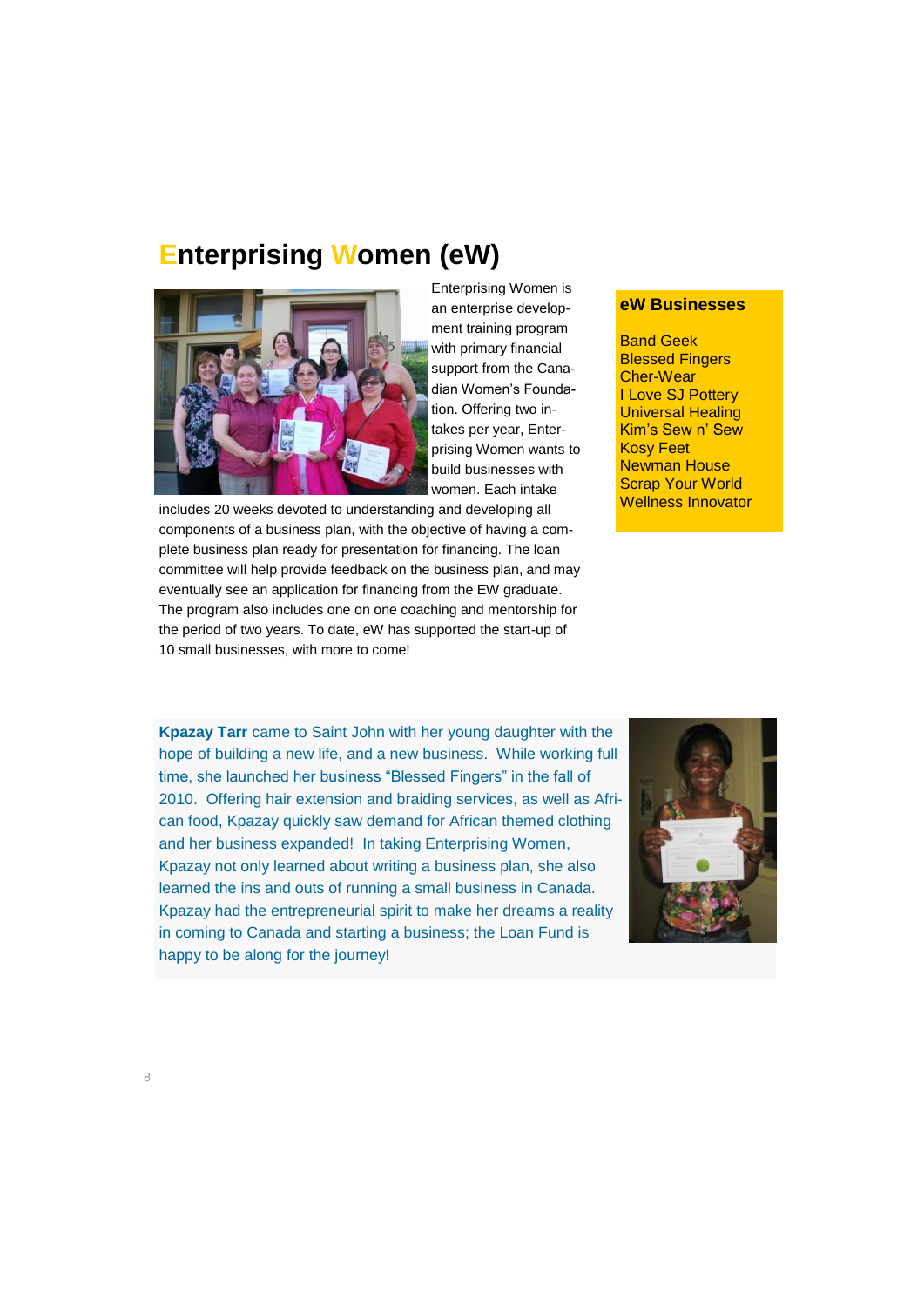# Enterprising Women (eW)

Enterprising Women is an enterprise development training program with primary financial support from the Canadian Women's Foundation. Offering two intakes per year, Enterprising Women wants to build businesses with women. Each intake includes 20 weeks devoted to understanding and developing all components of a business plan, with the objective of having a complete business plan ready for presentation for financing. The loan committee will help provide feedback on the business plan, and may eventually see an application for financing from the EW graduate. The program also includes one on one coaching and mentorship for the period of two years. To date, eW has supported the start-up of 10 small businesses, with more to come!

**eW Businesses**

Band Geek
Blessed Fingers
Cher-Wear
I Love SJ Pottery
Universal Healing
Kim's Sew n' Sew
Kosy Feet
Newman House
Scrap Your World
Wellness Innovator

**Kpazay Tarr** came to Saint John with her young daughter with the hope of building a new life, and a new business. While working full time, she launched her business "Blessed Fingers" in the fall of 2010. Offering hair extension and braiding services, as well as African food, Kpazay quickly saw demand for African themed clothing and her business expanded! In taking Enterprising Women, Kpazay not only learned about writing a business plan, she also learned the ins and outs of running a small business in Canada. Kpazay had the entrepreneurial spirit to make her dreams a reality in coming to Canada and starting a business; the Loan Fund is happy to be along for the journey!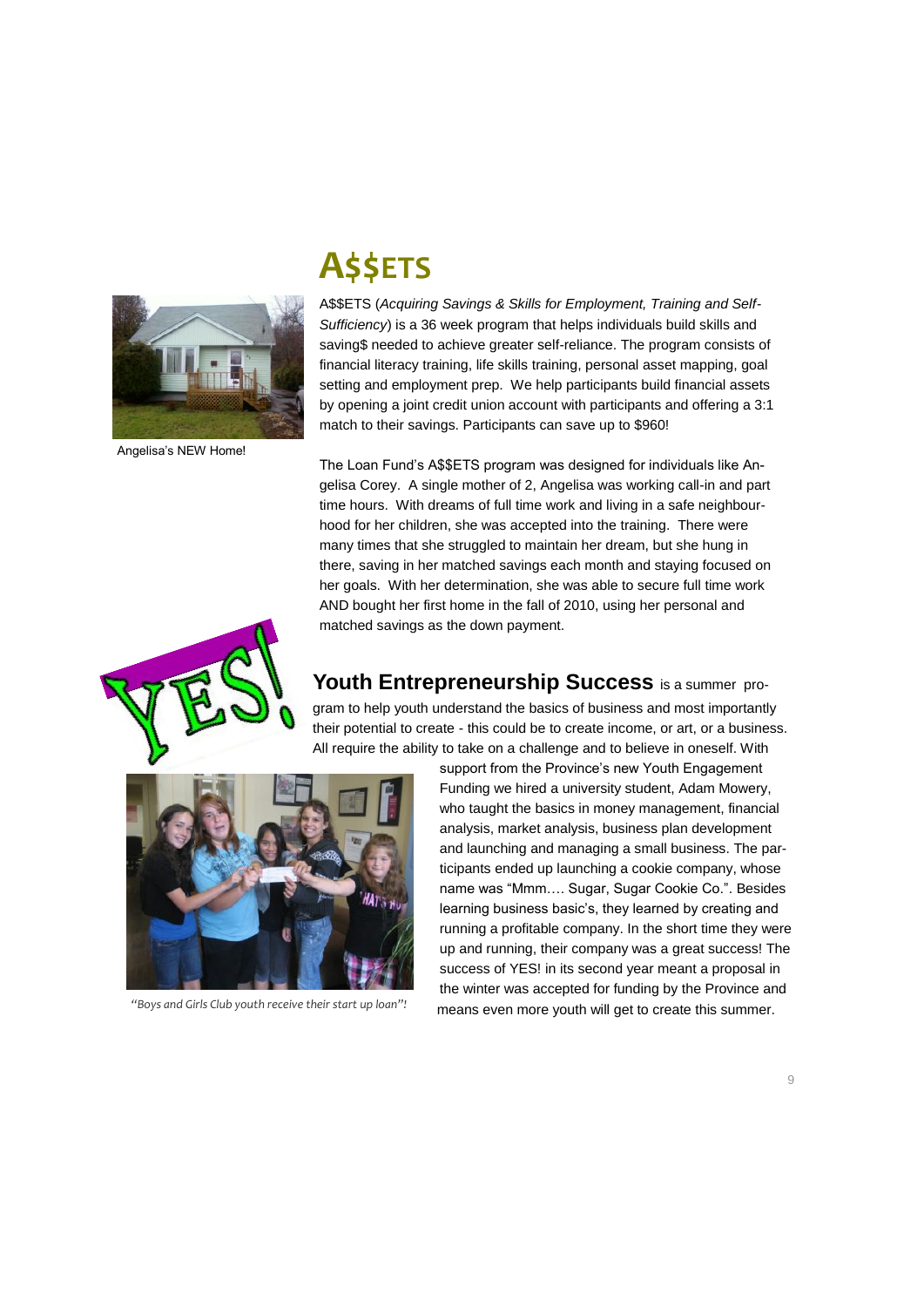# A$$ETS

A$$ETS (*Acquiring Savings & Skills for Employment, Training and Self-Sufficiency*) is a 36 week program that helps individuals build skills and saving$ needed to achieve greater self-reliance. The program consists of financial literacy training, life skills training, personal asset mapping, goal setting and employment prep. We help participants build financial assets by opening a joint credit union account with participants and offering a 3:1 match to their savings. Participants can save up to $960!

Angelisa's NEW Home!

The Loan Fund's A$$ETS program was designed for individuals like Angelisa Corey. A single mother of 2, Angelisa was working call-in and part time hours. With dreams of full time work and living in a safe neighbourhood for her children, she was accepted into the training. There were many times that she struggled to maintain her dream, but she hung in there, saving in her matched savings each month and staying focused on her goals. With her determination, she was able to secure full time work AND bought her first home in the fall of 2010, using her personal and matched savings as the down payment.

## Youth Entrepreneurship Success

**Youth Entrepreneurship Success** is a summer program to help youth understand the basics of business and most importantly their potential to create - this could be to create income, or art, or a business. All require the ability to take on a challenge and to believe in oneself. With support from the Province's new Youth Engagement Funding we hired a university student, Adam Mowery, who taught the basics in money management, financial analysis, market analysis, business plan development and launching and managing a small business. The participants ended up launching a cookie company, whose name was "Mmm…. Sugar, Sugar Cookie Co.". Besides learning business basic's, they learned by creating and running a profitable company. In the short time they were up and running, their company was a great success! The success of YES! in its second year meant a proposal in the winter was accepted for funding by the Province and means even more youth will get to create this summer.

*"Boys and Girls Club youth receive their start up loan"!*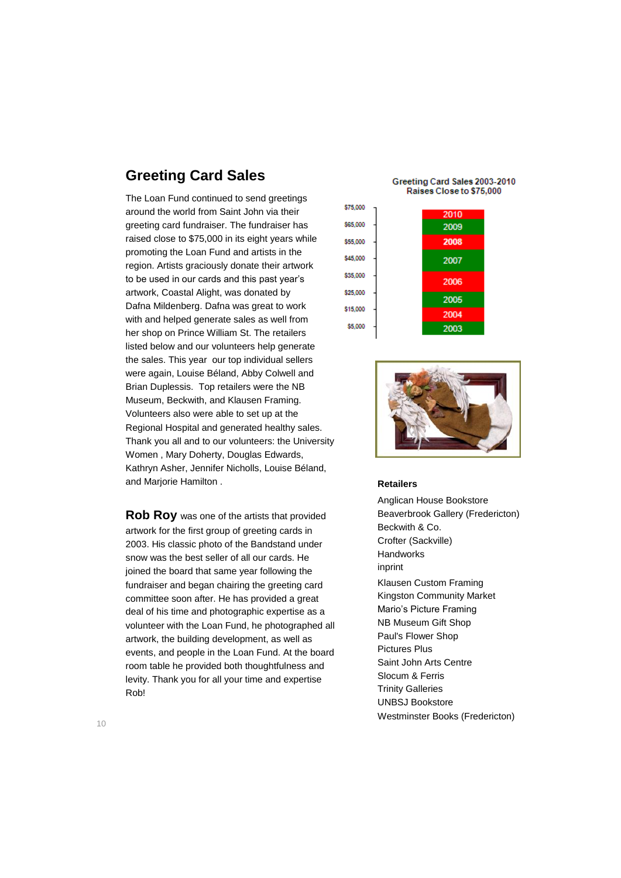## Greeting Card Sales

The Loan Fund continued to send greetings around the world from Saint John via their greeting card fundraiser. The fundraiser has raised close to $75,000 in its eight years while promoting the Loan Fund and artists in the region. Artists graciously donate their artwork to be used in our cards and this past year's artwork, Coastal Alight, was donated by Dafna Mildenberg. Dafna was great to work with and helped generate sales as well from her shop on Prince William St. The retailers listed below and our volunteers help generate the sales. This year our top individual sellers were again, Louise Béland, Abby Colwell and Brian Duplessis. Top retailers were the NB Museum, Beckwith, and Klausen Framing. Volunteers also were able to set up at the Regional Hospital and generated healthy sales. Thank you all and to our volunteers: the University Women , Mary Doherty, Douglas Edwards, Kathryn Asher, Jennifer Nicholls, Louise Béland, and Marjorie Hamilton .

**Rob Roy** was one of the artists that provided artwork for the first group of greeting cards in 2003. His classic photo of the Bandstand under snow was the best seller of all our cards. He joined the board that same year following the fundraiser and began chairing the greeting card committee soon after. He has provided a great deal of his time and photographic expertise as a volunteer with the Loan Fund, he photographed all artwork, the building development, as well as events, and people in the Loan Fund. At the board room table he provided both thoughtfulness and levity. Thank you for all your time and expertise Rob!

Greeting Card Sales 2003-2010
Raises Close to $75,000

$75,000 · $65,000 · $55,000 · $45,000 · $35,000 · $25,000 · $15,000 · $5,000

2010 · 2009 · 2008 · 2007 · 2006 · 2005 · 2004 · 2003

### Retailers

Anglican House Bookstore
Beaverbrook Gallery (Fredericton)
Beckwith & Co.
Crofter (Sackville)
Handworks
inprint
Klausen Custom Framing
Kingston Community Market
Mario's Picture Framing
NB Museum Gift Shop
Paul's Flower Shop
Pictures Plus
Saint John Arts Centre
Slocum & Ferris
Trinity Galleries
UNBSJ Bookstore
Westminster Books (Fredericton)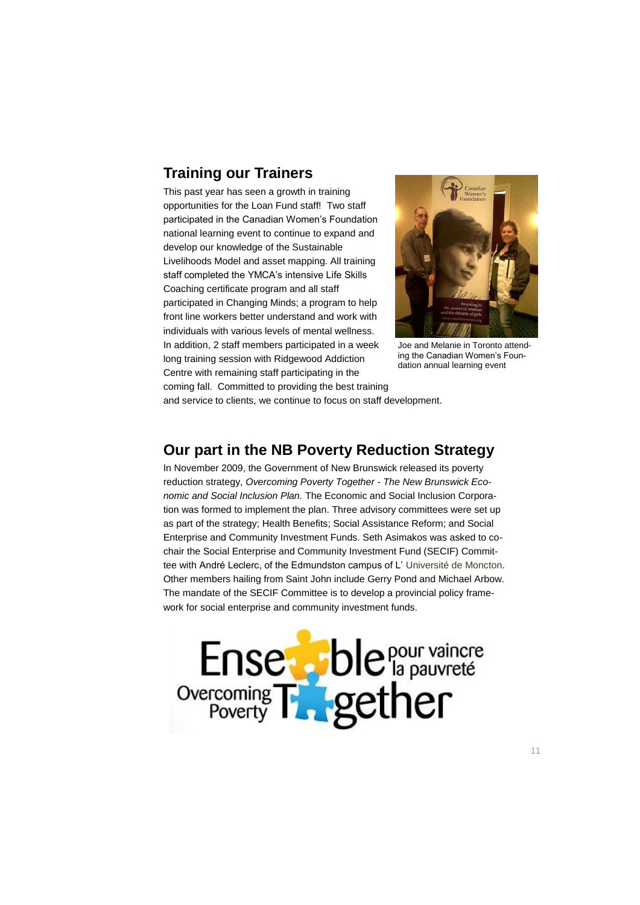## Training our Trainers

This past year has seen a growth in training opportunities for the Loan Fund staff! Two staff participated in the Canadian Women's Foundation national learning event to continue to expand and develop our knowledge of the Sustainable Livelihoods Model and asset mapping. All training staff completed the YMCA's intensive Life Skills Coaching certificate program and all staff participated in Changing Minds; a program to help front line workers better understand and work with individuals with various levels of mental wellness. In addition, 2 staff members participated in a week long training session with Ridgewood Addiction Centre with remaining staff participating in the coming fall. Committed to providing the best training and service to clients, we continue to focus on staff development.

Joe and Melanie in Toronto attending the Canadian Women's Foundation annual learning event

## Our part in the NB Poverty Reduction Strategy

In November 2009, the Government of New Brunswick released its poverty reduction strategy, *Overcoming Poverty Together - The New Brunswick Economic and Social Inclusion Plan.* The Economic and Social Inclusion Corporation was formed to implement the plan. Three advisory committees were set up as part of the strategy; Health Benefits; Social Assistance Reform; and Social Enterprise and Community Investment Funds. Seth Asimakos was asked to co-chair the Social Enterprise and Community Investment Fund (SECIF) Committee with André Leclerc, of the Edmundston campus of L' Université de Moncton. Other members hailing from Saint John include Gerry Pond and Michael Arbow. The mandate of the SECIF Committee is to develop a provincial policy framework for social enterprise and community investment funds.

Ensemble pour vaincre la pauvreté
Overcoming Poverty Together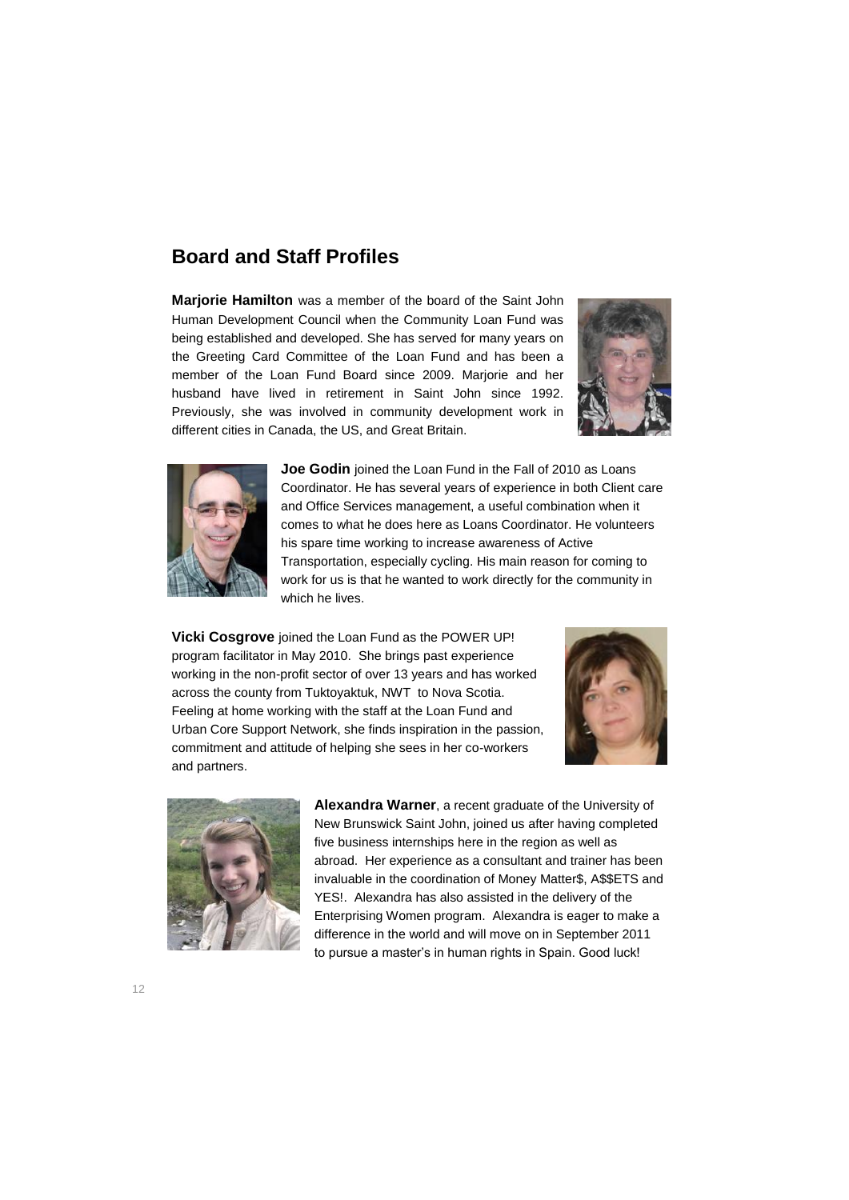## Board and Staff Profiles

**Marjorie Hamilton** was a member of the board of the Saint John Human Development Council when the Community Loan Fund was being established and developed. She has served for many years on the Greeting Card Committee of the Loan Fund and has been a member of the Loan Fund Board since 2009. Marjorie and her husband have lived in retirement in Saint John since 1992. Previously, she was involved in community development work in different cities in Canada, the US, and Great Britain.

**Joe Godin** joined the Loan Fund in the Fall of 2010 as Loans Coordinator. He has several years of experience in both Client care and Office Services management, a useful combination when it comes to what he does here as Loans Coordinator. He volunteers his spare time working to increase awareness of Active Transportation, especially cycling. His main reason for coming to work for us is that he wanted to work directly for the community in which he lives.

**Vicki Cosgrove** joined the Loan Fund as the POWER UP! program facilitator in May 2010. She brings past experience working in the non-profit sector of over 13 years and has worked across the county from Tuktoyaktuk, NWT to Nova Scotia. Feeling at home working with the staff at the Loan Fund and Urban Core Support Network, she finds inspiration in the passion, commitment and attitude of helping she sees in her co-workers and partners.

**Alexandra Warner**, a recent graduate of the University of New Brunswick Saint John, joined us after having completed five business internships here in the region as well as abroad. Her experience as a consultant and trainer has been invaluable in the coordination of Money Matter$, A$$ETS and YES!. Alexandra has also assisted in the delivery of the Enterprising Women program. Alexandra is eager to make a difference in the world and will move on in September 2011 to pursue a master's in human rights in Spain. Good luck!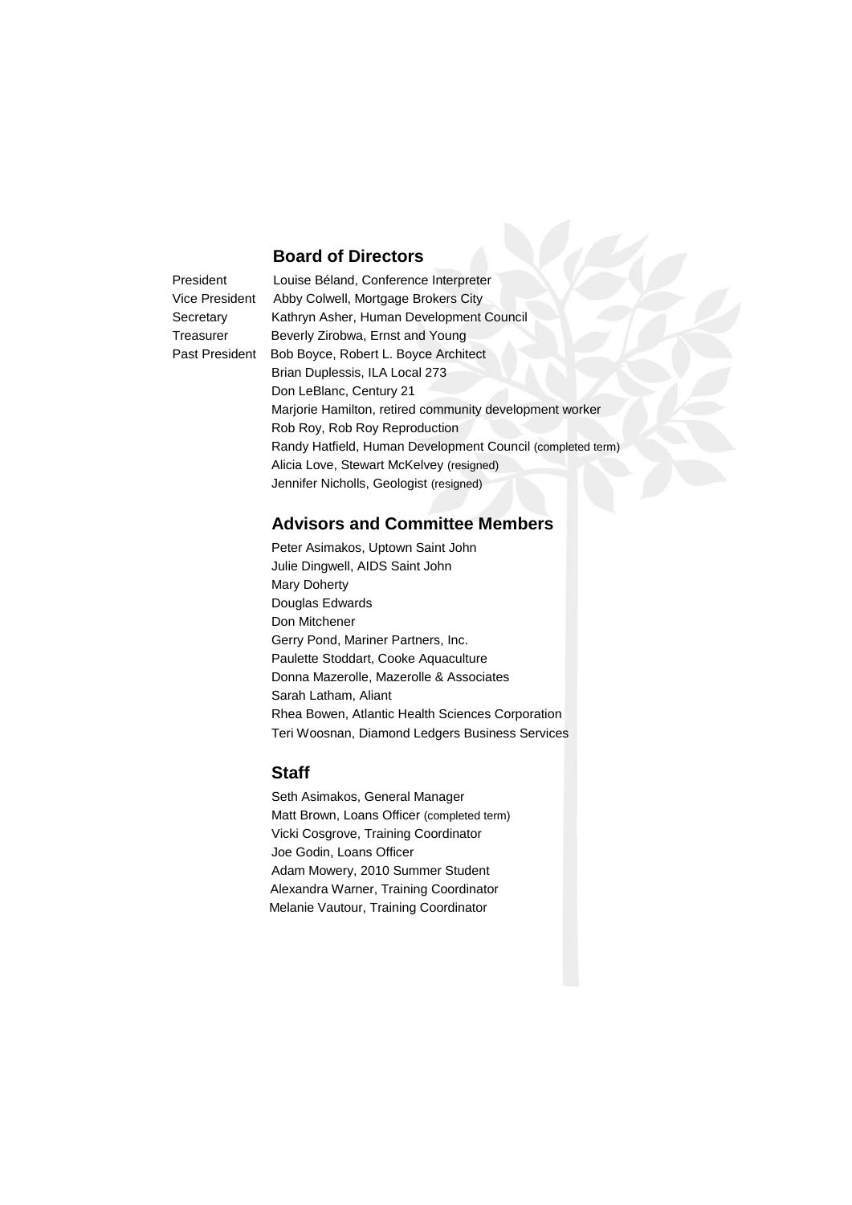## Board of Directors

| | |
|---|---|
| President | Louise Béland, Conference Interpreter |
| Vice President | Abby Colwell, Mortgage Brokers City |
| Secretary | Kathryn Asher, Human Development Council |
| Treasurer | Beverly Zirobwa, Ernst and Young |
| Past President | Bob Boyce, Robert L. Boyce Architect |
| | Brian Duplessis, ILA Local 273 |
| | Don LeBlanc, Century 21 |
| | Marjorie Hamilton, retired community development worker |
| | Rob Roy, Rob Roy Reproduction |
| | Randy Hatfield, Human Development Council (completed term) |
| | Alicia Love, Stewart McKelvey (resigned) |
| | Jennifer Nicholls, Geologist (resigned) |

## Advisors and Committee Members

Peter Asimakos, Uptown Saint John
Julie Dingwell, AIDS Saint John
Mary Doherty
Douglas Edwards
Don Mitchener
Gerry Pond, Mariner Partners, Inc.
Paulette Stoddart, Cooke Aquaculture
Donna Mazerolle, Mazerolle & Associates
Sarah Latham, Aliant
Rhea Bowen, Atlantic Health Sciences Corporation
Teri Woosnan, Diamond Ledgers Business Services

## Staff

Seth Asimakos, General Manager
Matt Brown, Loans Officer (completed term)
Vicki Cosgrove, Training Coordinator
Joe Godin, Loans Officer
Adam Mowery, 2010 Summer Student
Alexandra Warner, Training Coordinator
Melanie Vautour, Training Coordinator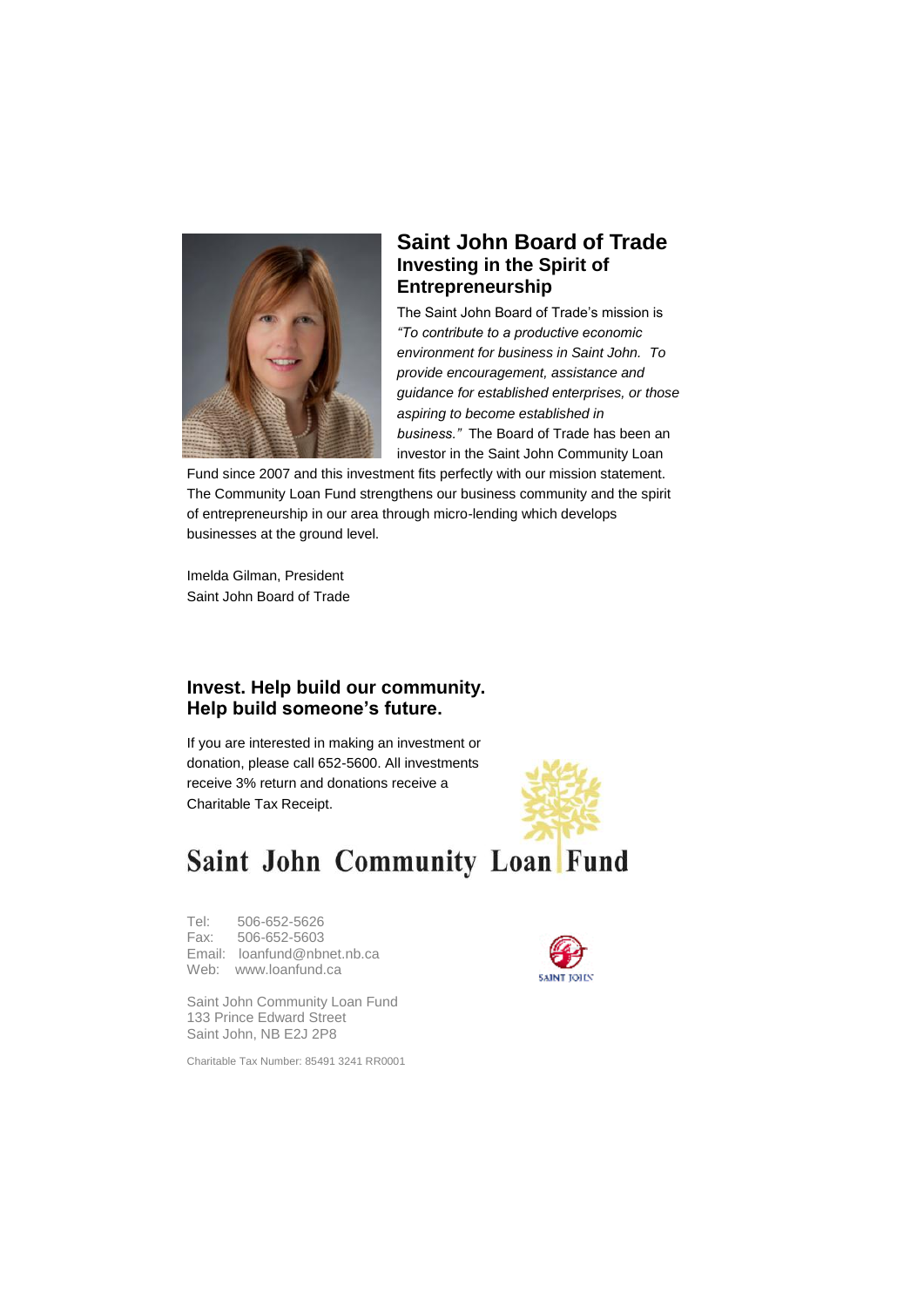## Saint John Board of Trade

### Investing in the Spirit of Entrepreneurship

The Saint John Board of Trade's mission is *"To contribute to a productive economic environment for business in Saint John. To provide encouragement, assistance and guidance for established enterprises, or those aspiring to become established in business."* The Board of Trade has been an investor in the Saint John Community Loan Fund since 2007 and this investment fits perfectly with our mission statement. The Community Loan Fund strengthens our business community and the spirit of entrepreneurship in our area through micro-lending which develops businesses at the ground level.

Imelda Gilman, President
Saint John Board of Trade

### Invest. Help build our community. Help build someone's future.

If you are interested in making an investment or donation, please call 652-5600. All investments receive 3% return and donations receive a Charitable Tax Receipt.

# Saint John Community Loan Fund

Tel: 506-652-5626
Fax: 506-652-5603
Email: loanfund@nbnet.nb.ca
Web: www.loanfund.ca

Saint John Community Loan Fund
133 Prince Edward Street
Saint John, NB E2J 2P8

Charitable Tax Number: 85491 3241 RR0001

SAINT JOHN